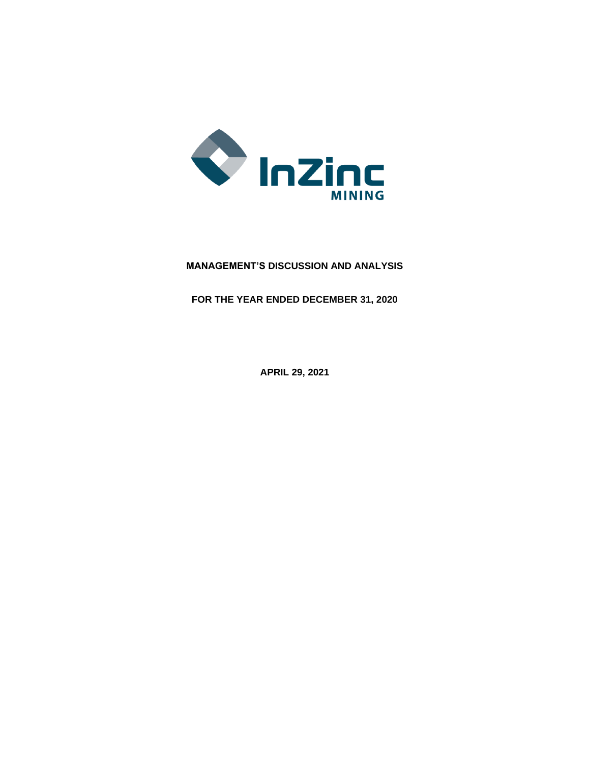InZinc MINING

# MANAGEMENT'S DISCUSSION AND ANALYSIS

## FOR THE YEAR ENDED DECEMBER 31, 2020

**APRIL 29, 2021**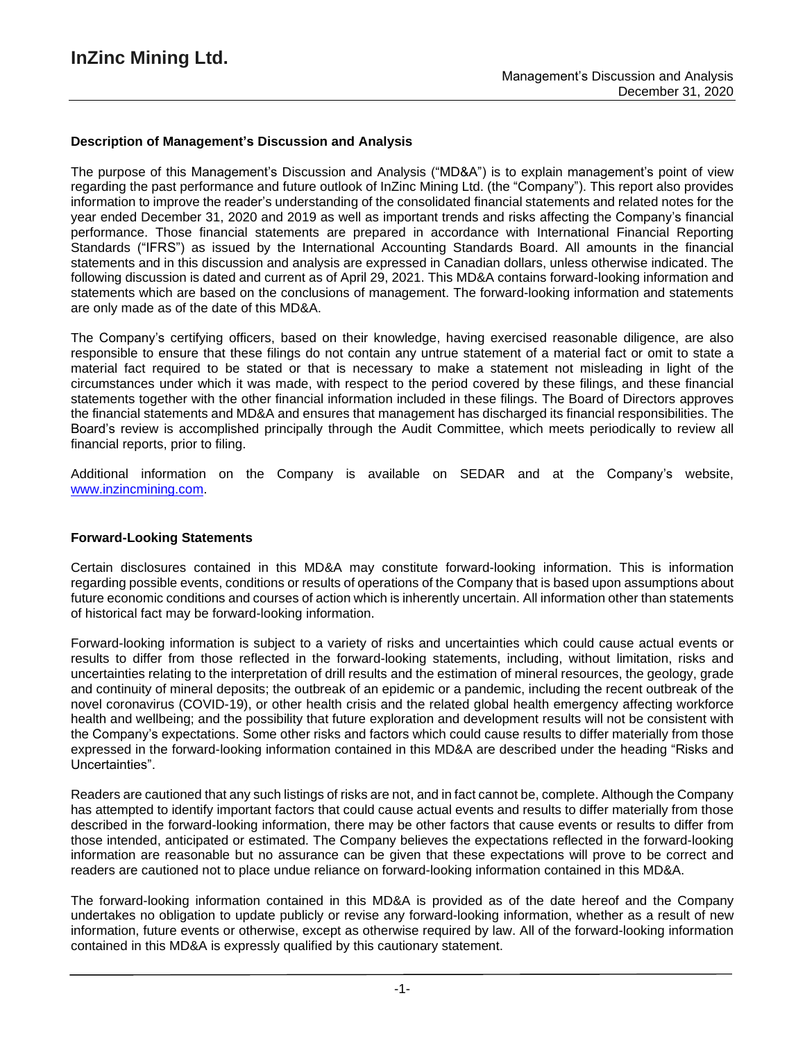## Description of Management's Discussion and Analysis

The purpose of this Management's Discussion and Analysis ("MD&A") is to explain management's point of view regarding the past performance and future outlook of InZinc Mining Ltd. (the "Company"). This report also provides information to improve the reader's understanding of the consolidated financial statements and related notes for the year ended December 31, 2020 and 2019 as well as important trends and risks affecting the Company's financial performance. Those financial statements are prepared in accordance with International Financial Reporting Standards ("IFRS") as issued by the International Accounting Standards Board. All amounts in the financial statements and in this discussion and analysis are expressed in Canadian dollars, unless otherwise indicated. The following discussion is dated and current as of April 29, 2021. This MD&A contains forward-looking information and statements which are based on the conclusions of management. The forward-looking information and statements are only made as of the date of this MD&A.

The Company's certifying officers, based on their knowledge, having exercised reasonable diligence, are also responsible to ensure that these filings do not contain any untrue statement of a material fact or omit to state a material fact required to be stated or that is necessary to make a statement not misleading in light of the circumstances under which it was made, with respect to the period covered by these filings, and these financial statements together with the other financial information included in these filings. The Board of Directors approves the financial statements and MD&A and ensures that management has discharged its financial responsibilities. The Board's review is accomplished principally through the Audit Committee, which meets periodically to review all financial reports, prior to filing.

Additional information on the Company is available on SEDAR and at the Company's website, www.inzincmining.com.

## Forward-Looking Statements

Certain disclosures contained in this MD&A may constitute forward-looking information. This is information regarding possible events, conditions or results of operations of the Company that is based upon assumptions about future economic conditions and courses of action which is inherently uncertain. All information other than statements of historical fact may be forward-looking information.

Forward-looking information is subject to a variety of risks and uncertainties which could cause actual events or results to differ from those reflected in the forward-looking statements, including, without limitation, risks and uncertainties relating to the interpretation of drill results and the estimation of mineral resources, the geology, grade and continuity of mineral deposits; the outbreak of an epidemic or a pandemic, including the recent outbreak of the novel coronavirus (COVID-19), or other health crisis and the related global health emergency affecting workforce health and wellbeing; and the possibility that future exploration and development results will not be consistent with the Company's expectations. Some other risks and factors which could cause results to differ materially from those expressed in the forward-looking information contained in this MD&A are described under the heading "Risks and Uncertainties".

Readers are cautioned that any such listings of risks are not, and in fact cannot be, complete. Although the Company has attempted to identify important factors that could cause actual events and results to differ materially from those described in the forward-looking information, there may be other factors that cause events or results to differ from those intended, anticipated or estimated. The Company believes the expectations reflected in the forward-looking information are reasonable but no assurance can be given that these expectations will prove to be correct and readers are cautioned not to place undue reliance on forward-looking information contained in this MD&A.

The forward-looking information contained in this MD&A is provided as of the date hereof and the Company undertakes no obligation to update publicly or revise any forward-looking information, whether as a result of new information, future events or otherwise, except as otherwise required by law. All of the forward-looking information contained in this MD&A is expressly qualified by this cautionary statement.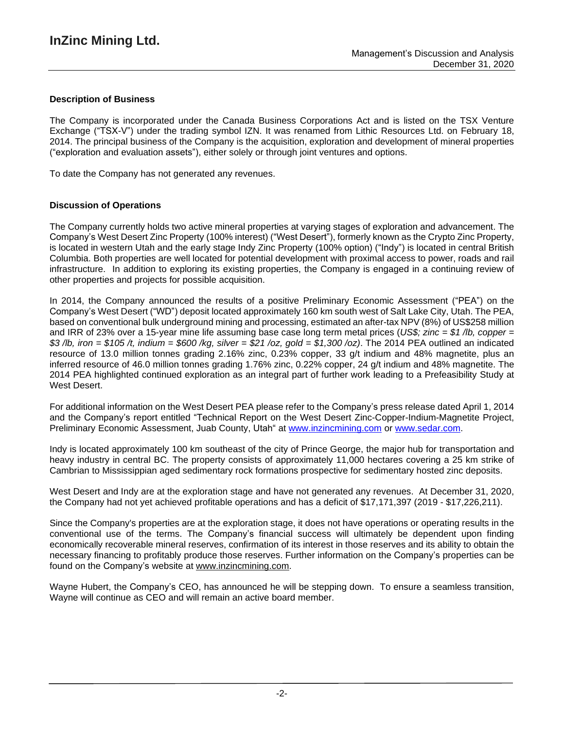## Description of Business

The Company is incorporated under the Canada Business Corporations Act and is listed on the TSX Venture Exchange ("TSX-V") under the trading symbol IZN. It was renamed from Lithic Resources Ltd. on February 18, 2014. The principal business of the Company is the acquisition, exploration and development of mineral properties ("exploration and evaluation assets"), either solely or through joint ventures and options.

To date the Company has not generated any revenues.

## Discussion of Operations

The Company currently holds two active mineral properties at varying stages of exploration and advancement. The Company's West Desert Zinc Property (100% interest) ("West Desert"), formerly known as the Crypto Zinc Property, is located in western Utah and the early stage Indy Zinc Property (100% option) ("Indy") is located in central British Columbia. Both properties are well located for potential development with proximal access to power, roads and rail infrastructure. In addition to exploring its existing properties, the Company is engaged in a continuing review of other properties and projects for possible acquisition.

In 2014, the Company announced the results of a positive Preliminary Economic Assessment ("PEA") on the Company's West Desert ("WD") deposit located approximately 160 km south west of Salt Lake City, Utah. The PEA, based on conventional bulk underground mining and processing, estimated an after-tax NPV (8%) of US$258 million and IRR of 23% over a 15-year mine life assuming base case long term metal prices (*US$; zinc = $1 /lb, copper = $3 /lb, iron = $105 /t, indium = $600 /kg, silver = $21 /oz, gold = $1,300 /oz)*. The 2014 PEA outlined an indicated resource of 13.0 million tonnes grading 2.16% zinc, 0.23% copper, 33 g/t indium and 48% magnetite, plus an inferred resource of 46.0 million tonnes grading 1.76% zinc, 0.22% copper, 24 g/t indium and 48% magnetite. The 2014 PEA highlighted continued exploration as an integral part of further work leading to a Prefeasibility Study at West Desert.

For additional information on the West Desert PEA please refer to the Company's press release dated April 1, 2014 and the Company's report entitled "Technical Report on the West Desert Zinc-Copper-Indium-Magnetite Project, Preliminary Economic Assessment, Juab County, Utah" at www.inzincmining.com or www.sedar.com.

Indy is located approximately 100 km southeast of the city of Prince George, the major hub for transportation and heavy industry in central BC. The property consists of approximately 11,000 hectares covering a 25 km strike of Cambrian to Mississippian aged sedimentary rock formations prospective for sedimentary hosted zinc deposits.

West Desert and Indy are at the exploration stage and have not generated any revenues. At December 31, 2020, the Company had not yet achieved profitable operations and has a deficit of $17,171,397 (2019 - $17,226,211).

Since the Company's properties are at the exploration stage, it does not have operations or operating results in the conventional use of the terms. The Company's financial success will ultimately be dependent upon finding economically recoverable mineral reserves, confirmation of its interest in those reserves and its ability to obtain the necessary financing to profitably produce those reserves. Further information on the Company's properties can be found on the Company's website at www.inzincmining.com.

Wayne Hubert, the Company's CEO, has announced he will be stepping down. To ensure a seamless transition, Wayne will continue as CEO and will remain an active board member.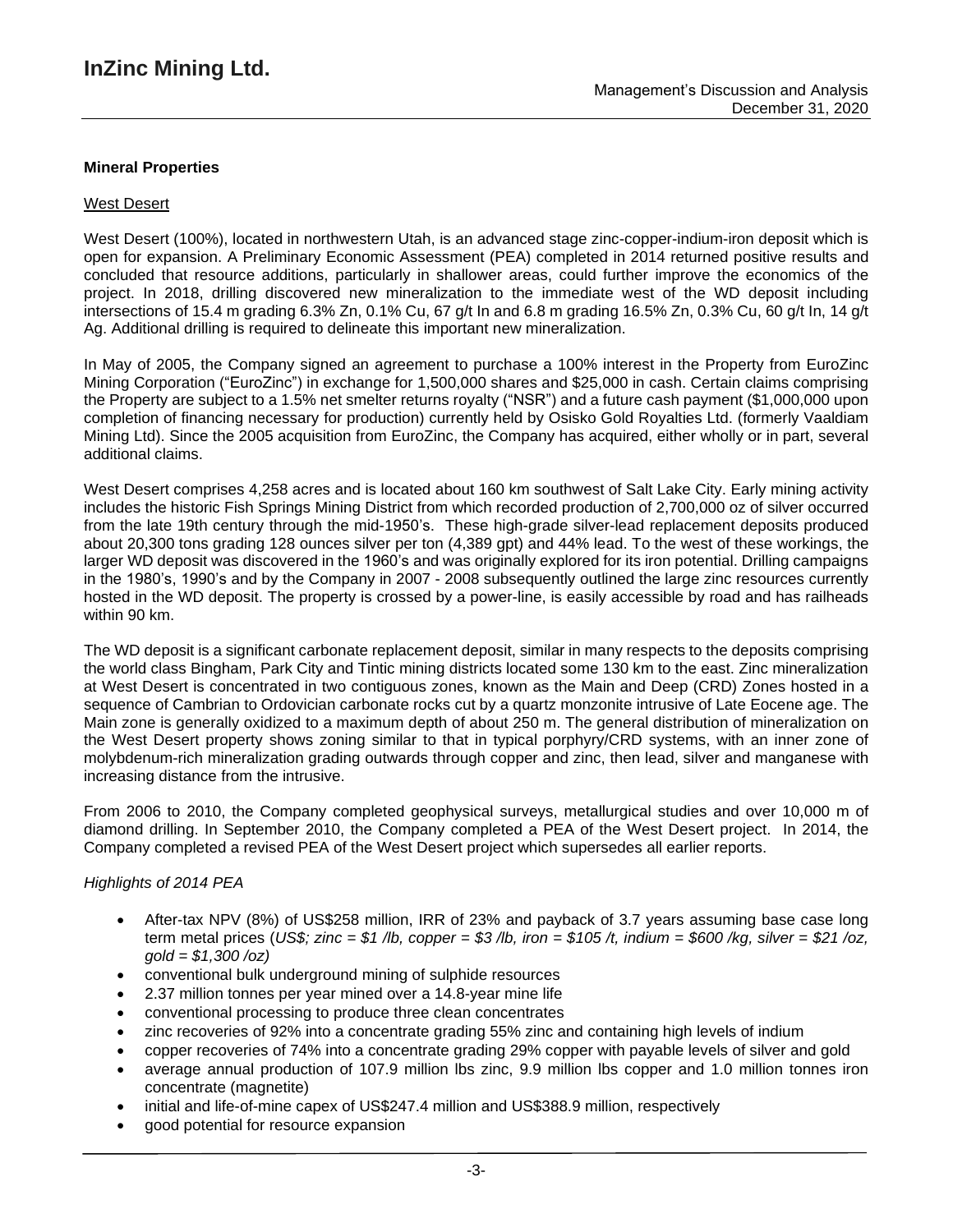## Mineral Properties

### West Desert

West Desert (100%), located in northwestern Utah, is an advanced stage zinc-copper-indium-iron deposit which is open for expansion. A Preliminary Economic Assessment (PEA) completed in 2014 returned positive results and concluded that resource additions, particularly in shallower areas, could further improve the economics of the project. In 2018, drilling discovered new mineralization to the immediate west of the WD deposit including intersections of 15.4 m grading 6.3% Zn, 0.1% Cu, 67 g/t In and 6.8 m grading 16.5% Zn, 0.3% Cu, 60 g/t In, 14 g/t Ag. Additional drilling is required to delineate this important new mineralization.

In May of 2005, the Company signed an agreement to purchase a 100% interest in the Property from EuroZinc Mining Corporation ("EuroZinc") in exchange for 1,500,000 shares and $25,000 in cash. Certain claims comprising the Property are subject to a 1.5% net smelter returns royalty ("NSR") and a future cash payment ($1,000,000 upon completion of financing necessary for production) currently held by Osisko Gold Royalties Ltd. (formerly Vaaldiam Mining Ltd). Since the 2005 acquisition from EuroZinc, the Company has acquired, either wholly or in part, several additional claims.

West Desert comprises 4,258 acres and is located about 160 km southwest of Salt Lake City. Early mining activity includes the historic Fish Springs Mining District from which recorded production of 2,700,000 oz of silver occurred from the late 19th century through the mid-1950's. These high-grade silver-lead replacement deposits produced about 20,300 tons grading 128 ounces silver per ton (4,389 gpt) and 44% lead. To the west of these workings, the larger WD deposit was discovered in the 1960's and was originally explored for its iron potential. Drilling campaigns in the 1980's, 1990's and by the Company in 2007 - 2008 subsequently outlined the large zinc resources currently hosted in the WD deposit. The property is crossed by a power-line, is easily accessible by road and has railheads within 90 km.

The WD deposit is a significant carbonate replacement deposit, similar in many respects to the deposits comprising the world class Bingham, Park City and Tintic mining districts located some 130 km to the east. Zinc mineralization at West Desert is concentrated in two contiguous zones, known as the Main and Deep (CRD) Zones hosted in a sequence of Cambrian to Ordovician carbonate rocks cut by a quartz monzonite intrusive of Late Eocene age. The Main zone is generally oxidized to a maximum depth of about 250 m. The general distribution of mineralization on the West Desert property shows zoning similar to that in typical porphyry/CRD systems, with an inner zone of molybdenum-rich mineralization grading outwards through copper and zinc, then lead, silver and manganese with increasing distance from the intrusive.

From 2006 to 2010, the Company completed geophysical surveys, metallurgical studies and over 10,000 m of diamond drilling. In September 2010, the Company completed a PEA of the West Desert project. In 2014, the Company completed a revised PEA of the West Desert project which supersedes all earlier reports.

*Highlights of 2014 PEA*

- After-tax NPV (8%) of US$258 million, IRR of 23% and payback of 3.7 years assuming base case long term metal prices (*US$; zinc = $1 /lb, copper = $3 /lb, iron = $105 /t, indium = $600 /kg, silver = $21 /oz, gold = $1,300 /oz)*
- conventional bulk underground mining of sulphide resources
- 2.37 million tonnes per year mined over a 14.8-year mine life
- conventional processing to produce three clean concentrates
- zinc recoveries of 92% into a concentrate grading 55% zinc and containing high levels of indium
- copper recoveries of 74% into a concentrate grading 29% copper with payable levels of silver and gold
- average annual production of 107.9 million lbs zinc, 9.9 million lbs copper and 1.0 million tonnes iron concentrate (magnetite)
- initial and life-of-mine capex of US$247.4 million and US$388.9 million, respectively
- good potential for resource expansion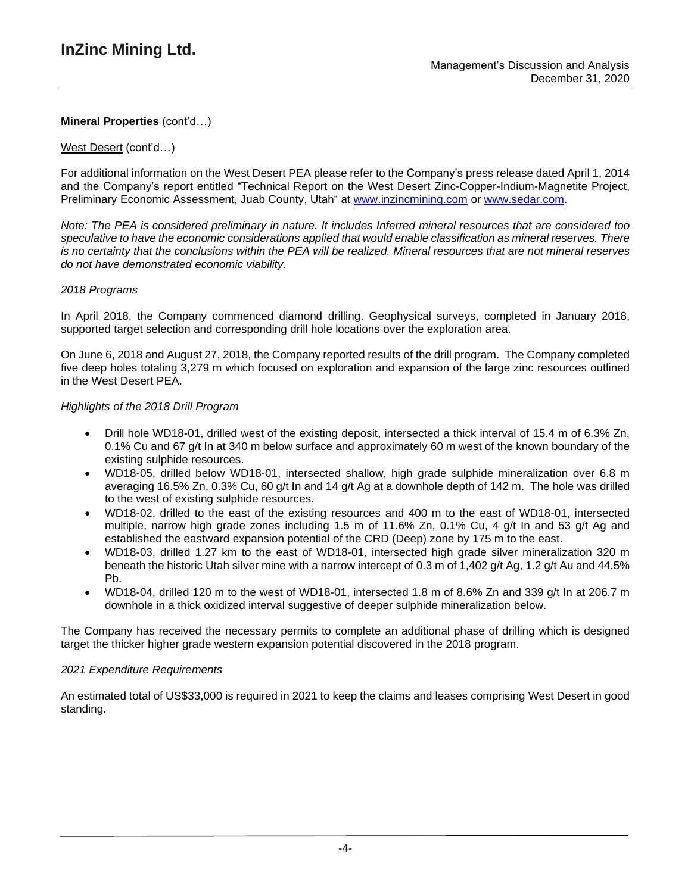**Mineral Properties** (cont'd…)

West Desert (cont'd…)

For additional information on the West Desert PEA please refer to the Company's press release dated April 1, 2014 and the Company's report entitled "Technical Report on the West Desert Zinc-Copper-Indium-Magnetite Project, Preliminary Economic Assessment, Juab County, Utah" at www.inzincmining.com or www.sedar.com.

*Note: The PEA is considered preliminary in nature. It includes Inferred mineral resources that are considered too speculative to have the economic considerations applied that would enable classification as mineral reserves. There is no certainty that the conclusions within the PEA will be realized. Mineral resources that are not mineral reserves do not have demonstrated economic viability.*

*2018 Programs*

In April 2018, the Company commenced diamond drilling. Geophysical surveys, completed in January 2018, supported target selection and corresponding drill hole locations over the exploration area.

On June 6, 2018 and August 27, 2018, the Company reported results of the drill program. The Company completed five deep holes totaling 3,279 m which focused on exploration and expansion of the large zinc resources outlined in the West Desert PEA.

*Highlights of the 2018 Drill Program*

- Drill hole WD18-01, drilled west of the existing deposit, intersected a thick interval of 15.4 m of 6.3% Zn, 0.1% Cu and 67 g/t In at 340 m below surface and approximately 60 m west of the known boundary of the existing sulphide resources.
- WD18-05, drilled below WD18-01, intersected shallow, high grade sulphide mineralization over 6.8 m averaging 16.5% Zn, 0.3% Cu, 60 g/t In and 14 g/t Ag at a downhole depth of 142 m. The hole was drilled to the west of existing sulphide resources.
- WD18-02, drilled to the east of the existing resources and 400 m to the east of WD18-01, intersected multiple, narrow high grade zones including 1.5 m of 11.6% Zn, 0.1% Cu, 4 g/t In and 53 g/t Ag and established the eastward expansion potential of the CRD (Deep) zone by 175 m to the east.
- WD18-03, drilled 1.27 km to the east of WD18-01, intersected high grade silver mineralization 320 m beneath the historic Utah silver mine with a narrow intercept of 0.3 m of 1,402 g/t Ag, 1.2 g/t Au and 44.5% Pb.
- WD18-04, drilled 120 m to the west of WD18-01, intersected 1.8 m of 8.6% Zn and 339 g/t In at 206.7 m downhole in a thick oxidized interval suggestive of deeper sulphide mineralization below.

The Company has received the necessary permits to complete an additional phase of drilling which is designed target the thicker higher grade western expansion potential discovered in the 2018 program.

*2021 Expenditure Requirements*

An estimated total of US$33,000 is required in 2021 to keep the claims and leases comprising West Desert in good standing.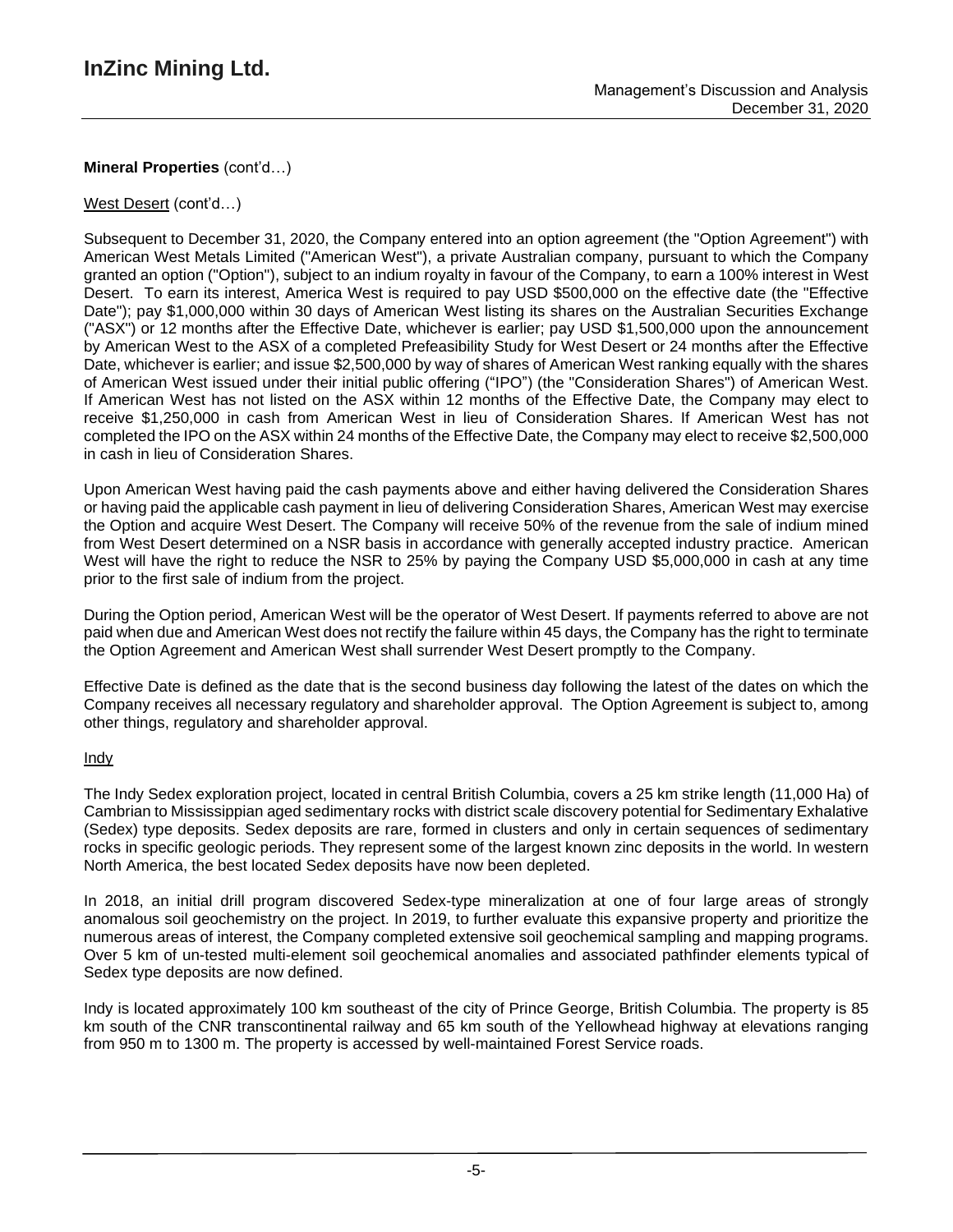**Mineral Properties** (cont'd…)

West Desert (cont'd…)

Subsequent to December 31, 2020, the Company entered into an option agreement (the "Option Agreement") with American West Metals Limited ("American West"), a private Australian company, pursuant to which the Company granted an option ("Option"), subject to an indium royalty in favour of the Company, to earn a 100% interest in West Desert. To earn its interest, America West is required to pay USD $500,000 on the effective date (the "Effective Date"); pay $1,000,000 within 30 days of American West listing its shares on the Australian Securities Exchange ("ASX") or 12 months after the Effective Date, whichever is earlier; pay USD $1,500,000 upon the announcement by American West to the ASX of a completed Prefeasibility Study for West Desert or 24 months after the Effective Date, whichever is earlier; and issue $2,500,000 by way of shares of American West ranking equally with the shares of American West issued under their initial public offering ("IPO") (the "Consideration Shares") of American West. If American West has not listed on the ASX within 12 months of the Effective Date, the Company may elect to receive $1,250,000 in cash from American West in lieu of Consideration Shares. If American West has not completed the IPO on the ASX within 24 months of the Effective Date, the Company may elect to receive $2,500,000 in cash in lieu of Consideration Shares.

Upon American West having paid the cash payments above and either having delivered the Consideration Shares or having paid the applicable cash payment in lieu of delivering Consideration Shares, American West may exercise the Option and acquire West Desert. The Company will receive 50% of the revenue from the sale of indium mined from West Desert determined on a NSR basis in accordance with generally accepted industry practice. American West will have the right to reduce the NSR to 25% by paying the Company USD $5,000,000 in cash at any time prior to the first sale of indium from the project.

During the Option period, American West will be the operator of West Desert. If payments referred to above are not paid when due and American West does not rectify the failure within 45 days, the Company has the right to terminate the Option Agreement and American West shall surrender West Desert promptly to the Company.

Effective Date is defined as the date that is the second business day following the latest of the dates on which the Company receives all necessary regulatory and shareholder approval. The Option Agreement is subject to, among other things, regulatory and shareholder approval.

Indy

The Indy Sedex exploration project, located in central British Columbia, covers a 25 km strike length (11,000 Ha) of Cambrian to Mississippian aged sedimentary rocks with district scale discovery potential for Sedimentary Exhalative (Sedex) type deposits. Sedex deposits are rare, formed in clusters and only in certain sequences of sedimentary rocks in specific geologic periods. They represent some of the largest known zinc deposits in the world. In western North America, the best located Sedex deposits have now been depleted.

In 2018, an initial drill program discovered Sedex-type mineralization at one of four large areas of strongly anomalous soil geochemistry on the project. In 2019, to further evaluate this expansive property and prioritize the numerous areas of interest, the Company completed extensive soil geochemical sampling and mapping programs. Over 5 km of un-tested multi-element soil geochemical anomalies and associated pathfinder elements typical of Sedex type deposits are now defined.

Indy is located approximately 100 km southeast of the city of Prince George, British Columbia. The property is 85 km south of the CNR transcontinental railway and 65 km south of the Yellowhead highway at elevations ranging from 950 m to 1300 m. The property is accessed by well-maintained Forest Service roads.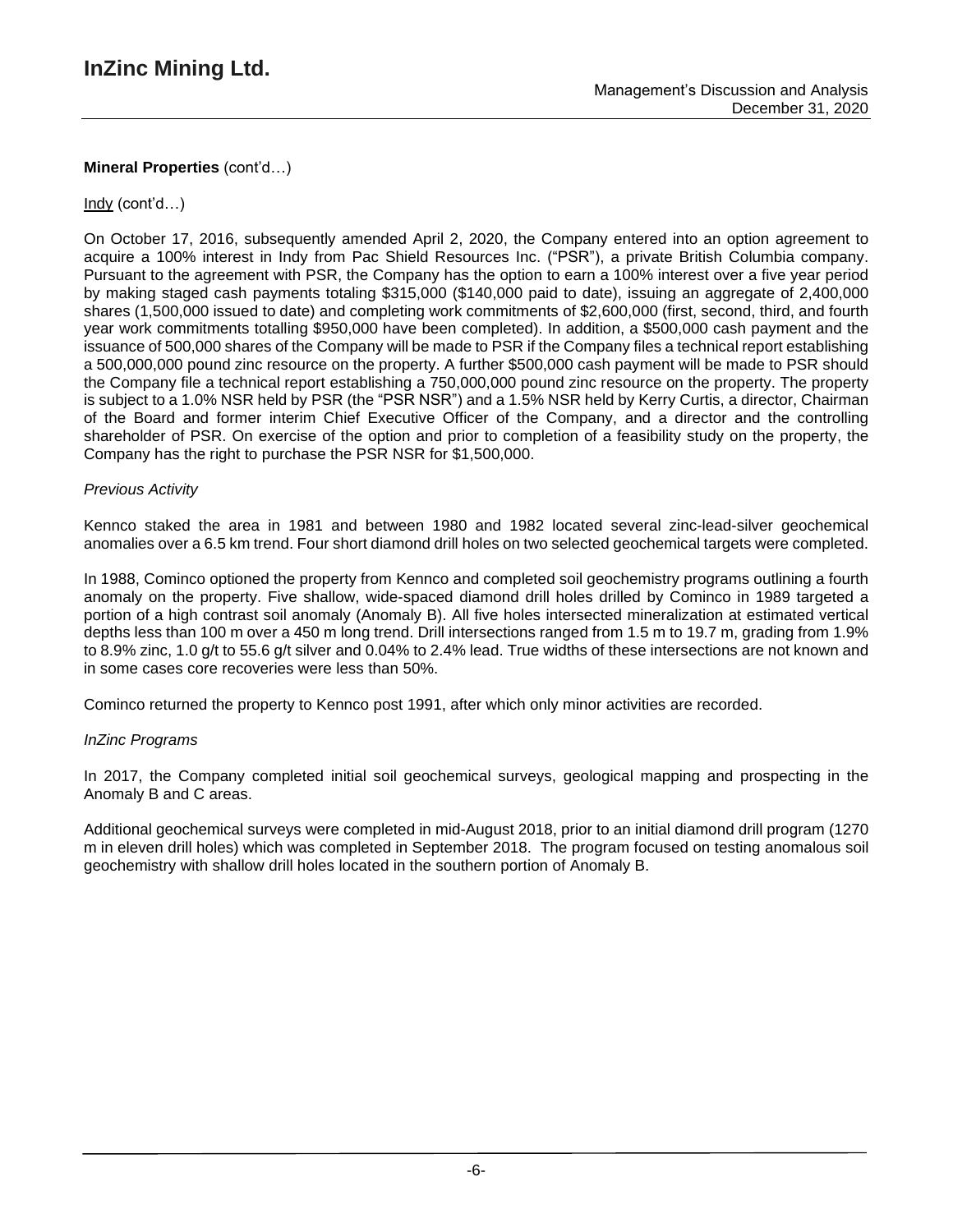**Mineral Properties** (cont'd…)

Indy (cont'd…)

On October 17, 2016, subsequently amended April 2, 2020, the Company entered into an option agreement to acquire a 100% interest in Indy from Pac Shield Resources Inc. ("PSR"), a private British Columbia company. Pursuant to the agreement with PSR, the Company has the option to earn a 100% interest over a five year period by making staged cash payments totaling $315,000 ($140,000 paid to date), issuing an aggregate of 2,400,000 shares (1,500,000 issued to date) and completing work commitments of $2,600,000 (first, second, third, and fourth year work commitments totalling $950,000 have been completed). In addition, a $500,000 cash payment and the issuance of 500,000 shares of the Company will be made to PSR if the Company files a technical report establishing a 500,000,000 pound zinc resource on the property. A further $500,000 cash payment will be made to PSR should the Company file a technical report establishing a 750,000,000 pound zinc resource on the property. The property is subject to a 1.0% NSR held by PSR (the "PSR NSR") and a 1.5% NSR held by Kerry Curtis, a director, Chairman of the Board and former interim Chief Executive Officer of the Company, and a director and the controlling shareholder of PSR. On exercise of the option and prior to completion of a feasibility study on the property, the Company has the right to purchase the PSR NSR for $1,500,000.

*Previous Activity*

Kennco staked the area in 1981 and between 1980 and 1982 located several zinc-lead-silver geochemical anomalies over a 6.5 km trend. Four short diamond drill holes on two selected geochemical targets were completed.

In 1988, Cominco optioned the property from Kennco and completed soil geochemistry programs outlining a fourth anomaly on the property. Five shallow, wide-spaced diamond drill holes drilled by Cominco in 1989 targeted a portion of a high contrast soil anomaly (Anomaly B). All five holes intersected mineralization at estimated vertical depths less than 100 m over a 450 m long trend. Drill intersections ranged from 1.5 m to 19.7 m, grading from 1.9% to 8.9% zinc, 1.0 g/t to 55.6 g/t silver and 0.04% to 2.4% lead. True widths of these intersections are not known and in some cases core recoveries were less than 50%.

Cominco returned the property to Kennco post 1991, after which only minor activities are recorded.

*InZinc Programs*

In 2017, the Company completed initial soil geochemical surveys, geological mapping and prospecting in the Anomaly B and C areas.

Additional geochemical surveys were completed in mid-August 2018, prior to an initial diamond drill program (1270 m in eleven drill holes) which was completed in September 2018. The program focused on testing anomalous soil geochemistry with shallow drill holes located in the southern portion of Anomaly B.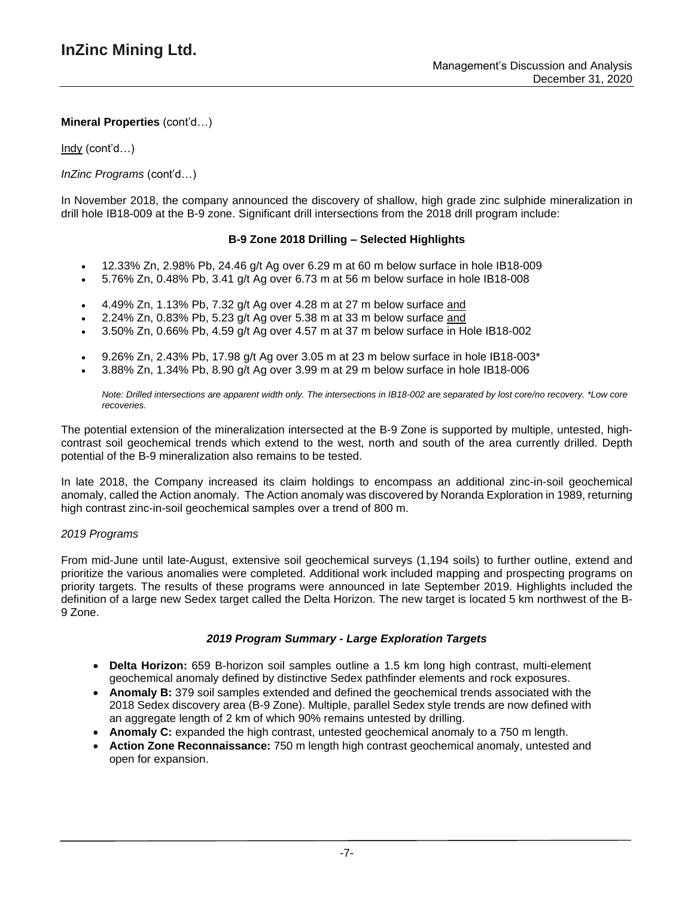**Mineral Properties** (cont'd…)

Indy (cont'd…)

*InZinc Programs* (cont'd…)

In November 2018, the company announced the discovery of shallow, high grade zinc sulphide mineralization in drill hole IB18-009 at the B-9 zone. Significant drill intersections from the 2018 drill program include:

**B-9 Zone 2018 Drilling – Selected Highlights**

- 12.33% Zn, 2.98% Pb, 24.46 g/t Ag over 6.29 m at 60 m below surface in hole IB18-009
- 5.76% Zn, 0.48% Pb, 3.41 g/t Ag over 6.73 m at 56 m below surface in hole IB18-008

- 4.49% Zn, 1.13% Pb, 7.32 g/t Ag over 4.28 m at 27 m below surface and
- 2.24% Zn, 0.83% Pb, 5.23 g/t Ag over 5.38 m at 33 m below surface and
- 3.50% Zn, 0.66% Pb, 4.59 g/t Ag over 4.57 m at 37 m below surface in Hole IB18-002

- 9.26% Zn, 2.43% Pb, 17.98 g/t Ag over 3.05 m at 23 m below surface in hole IB18-003*
- 3.88% Zn, 1.34% Pb, 8.90 g/t Ag over 3.99 m at 29 m below surface in hole IB18-006

*Note: Drilled intersections are apparent width only. The intersections in IB18-002 are separated by lost core/no recovery. *Low core recoveries.*

The potential extension of the mineralization intersected at the B-9 Zone is supported by multiple, untested, high-contrast soil geochemical trends which extend to the west, north and south of the area currently drilled. Depth potential of the B-9 mineralization also remains to be tested.

In late 2018, the Company increased its claim holdings to encompass an additional zinc-in-soil geochemical anomaly, called the Action anomaly. The Action anomaly was discovered by Noranda Exploration in 1989, returning high contrast zinc-in-soil geochemical samples over a trend of 800 m.

*2019 Programs*

From mid-June until late-August, extensive soil geochemical surveys (1,194 soils) to further outline, extend and prioritize the various anomalies were completed. Additional work included mapping and prospecting programs on priority targets. The results of these programs were announced in late September 2019. Highlights included the definition of a large new Sedex target called the Delta Horizon. The new target is located 5 km northwest of the B-9 Zone.

***2019 Program Summary - Large Exploration Targets***

- **Delta Horizon:** 659 B-horizon soil samples outline a 1.5 km long high contrast, multi-element geochemical anomaly defined by distinctive Sedex pathfinder elements and rock exposures.
- **Anomaly B:** 379 soil samples extended and defined the geochemical trends associated with the 2018 Sedex discovery area (B-9 Zone). Multiple, parallel Sedex style trends are now defined with an aggregate length of 2 km of which 90% remains untested by drilling.
- **Anomaly C:** expanded the high contrast, untested geochemical anomaly to a 750 m length.
- **Action Zone Reconnaissance:** 750 m length high contrast geochemical anomaly, untested and open for expansion.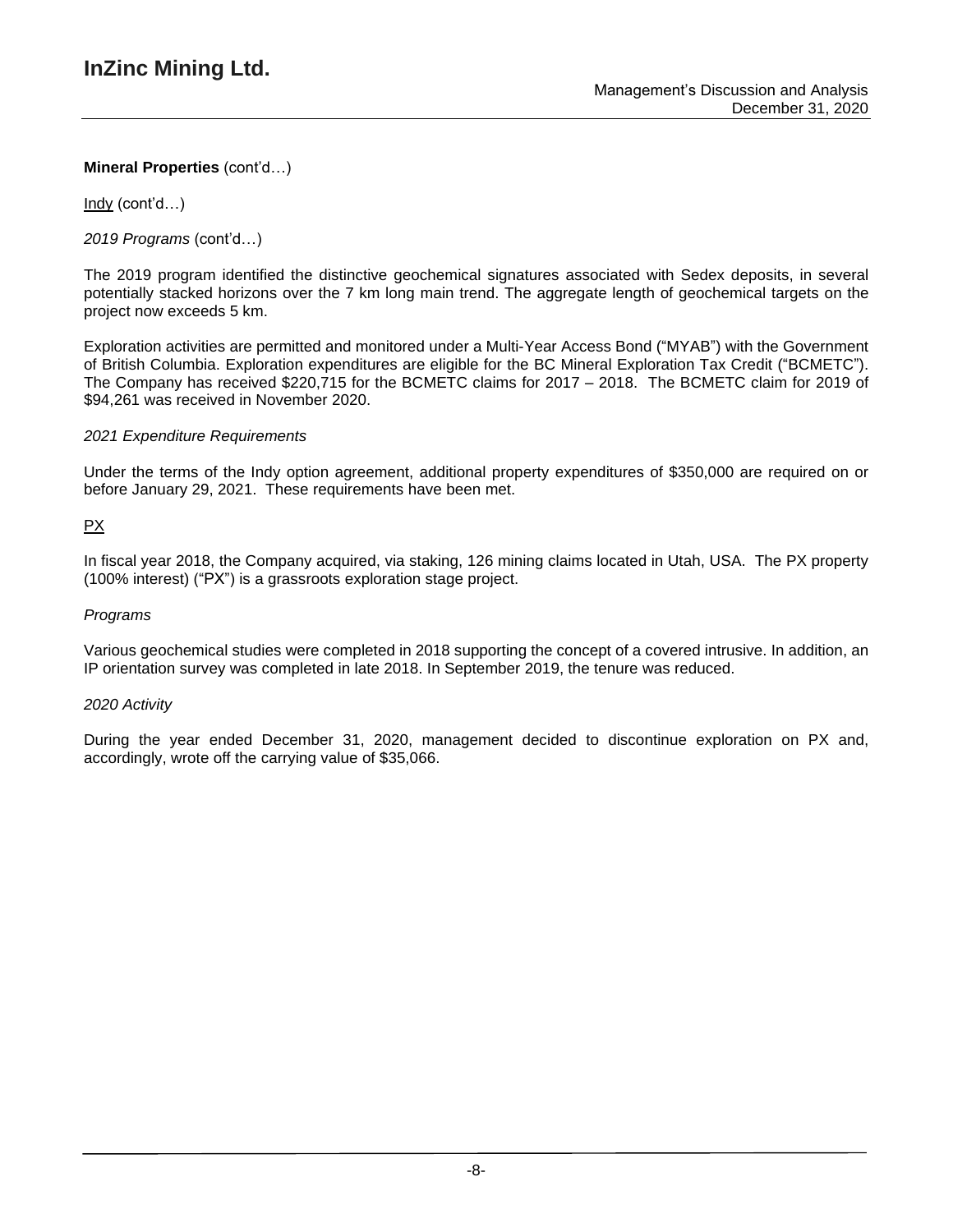**Mineral Properties** (cont'd…)

Indy (cont'd…)

*2019 Programs* (cont'd…)

The 2019 program identified the distinctive geochemical signatures associated with Sedex deposits, in several potentially stacked horizons over the 7 km long main trend. The aggregate length of geochemical targets on the project now exceeds 5 km.

Exploration activities are permitted and monitored under a Multi-Year Access Bond ("MYAB") with the Government of British Columbia. Exploration expenditures are eligible for the BC Mineral Exploration Tax Credit ("BCMETC"). The Company has received $220,715 for the BCMETC claims for 2017 – 2018. The BCMETC claim for 2019 of $94,261 was received in November 2020.

*2021 Expenditure Requirements*

Under the terms of the Indy option agreement, additional property expenditures of $350,000 are required on or before January 29, 2021. These requirements have been met.

PX

In fiscal year 2018, the Company acquired, via staking, 126 mining claims located in Utah, USA. The PX property (100% interest) ("PX") is a grassroots exploration stage project.

*Programs*

Various geochemical studies were completed in 2018 supporting the concept of a covered intrusive. In addition, an IP orientation survey was completed in late 2018. In September 2019, the tenure was reduced.

*2020 Activity*

During the year ended December 31, 2020, management decided to discontinue exploration on PX and, accordingly, wrote off the carrying value of $35,066.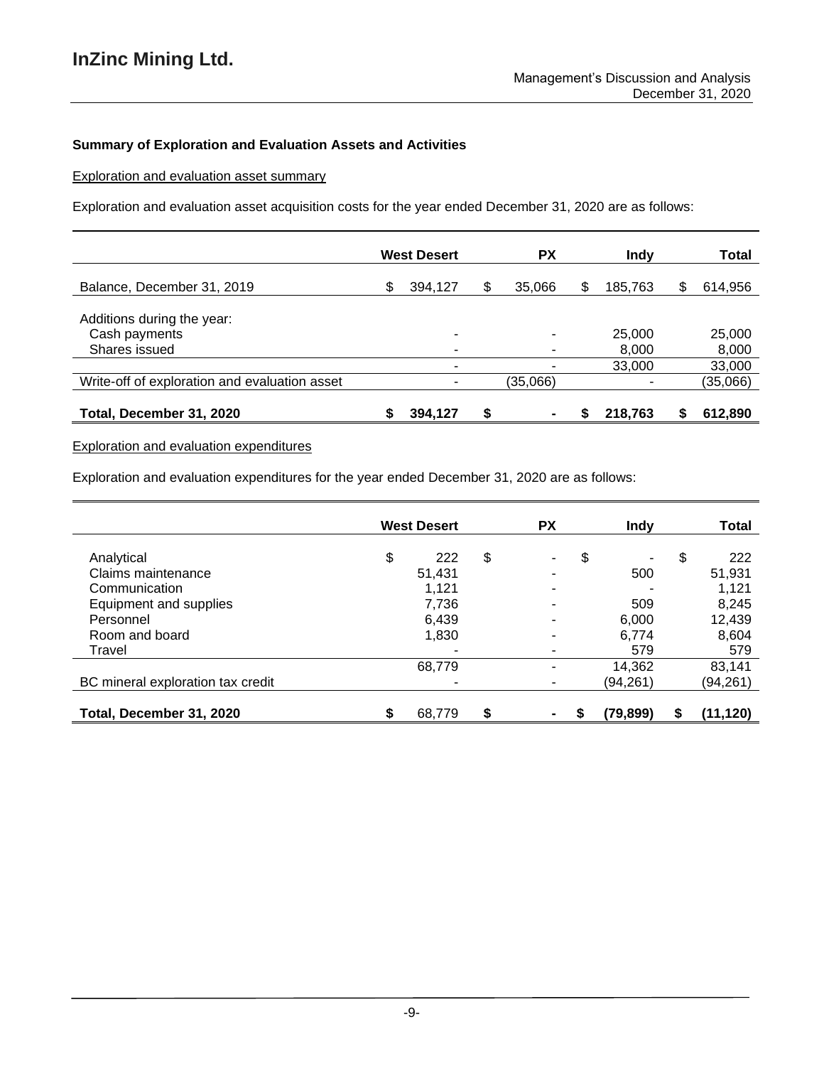### Summary of Exploration and Evaluation Assets and Activities

Exploration and evaluation asset summary

Exploration and evaluation asset acquisition costs for the year ended December 31, 2020 are as follows:

| | West Desert | PX | Indy | Total |
|---|---|---|---|---|
| Balance, December 31, 2019 | $ 394,127 | $ 35,066 | $ 185,763 | $ 614,956 |
| Additions during the year: | | | | |
| Cash payments | - | - | 25,000 | 25,000 |
| Shares issued | - | - | 8,000 | 8,000 |
| | - | - | 33,000 | 33,000 |
| Write-off of exploration and evaluation asset | - | (35,066) | - | (35,066) |
| **Total, December 31, 2020** | **$ 394,127** | **$ -** | **$ 218,763** | **$ 612,890** |

Exploration and evaluation expenditures

Exploration and evaluation expenditures for the year ended December 31, 2020 are as follows:

| | West Desert | PX | Indy | Total |
|---|---|---|---|---|
| Analytical | $ 222 | $ - | $ - | $ 222 |
| Claims maintenance | 51,431 | - | 500 | 51,931 |
| Communication | 1,121 | - | - | 1,121 |
| Equipment and supplies | 7,736 | - | 509 | 8,245 |
| Personnel | 6,439 | - | 6,000 | 12,439 |
| Room and board | 1,830 | - | 6,774 | 8,604 |
| Travel | - | - | 579 | 579 |
| | 68,779 | - | 14,362 | 83,141 |
| BC mineral exploration tax credit | - | - | (94,261) | (94,261) |
| **Total, December 31, 2020** | **$ 68,779** | **$ -** | **$ (79,899)** | **$ (11,120)** |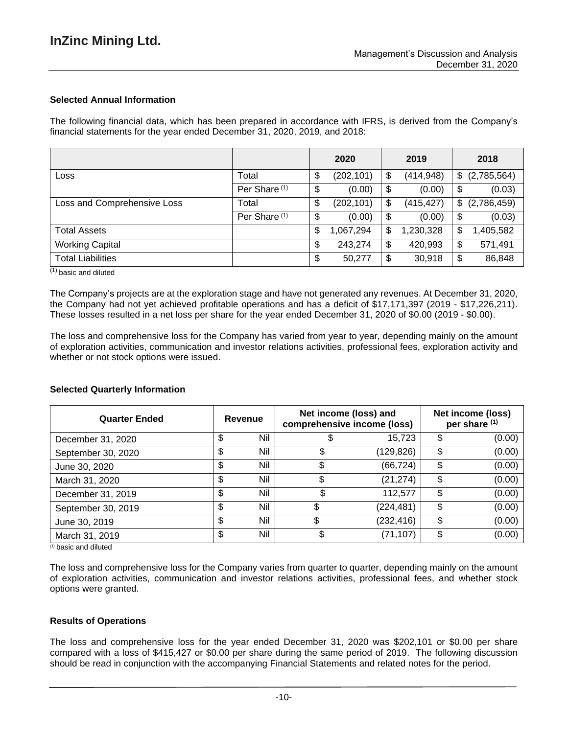### Selected Annual Information

The following financial data, which has been prepared in accordance with IFRS, is derived from the Company's financial statements for the year ended December 31, 2020, 2019, and 2018:

| | | 2020 | 2019 | 2018 |
|---|---|---|---|---|
| Loss | Total | $ (202,101) | $ (414,948) | $ (2,785,564) |
| | Per Share (1) | $ (0.00) | $ (0.00) | $ (0.03) |
| Loss and Comprehensive Loss | Total | $ (202,101) | $ (415,427) | $ (2,786,459) |
| | Per Share (1) | $ (0.00) | $ (0.00) | $ (0.03) |
| Total Assets | | $ 1,067,294 | $ 1,230,328 | $ 1,405,582 |
| Working Capital | | $ 243,274 | $ 420,993 | $ 571,491 |
| Total Liabilities | | $ 50,277 | $ 30,918 | $ 86,848 |

(1) basic and diluted

The Company's projects are at the exploration stage and have not generated any revenues. At December 31, 2020, the Company had not yet achieved profitable operations and has a deficit of $17,171,397 (2019 - $17,226,211). These losses resulted in a net loss per share for the year ended December 31, 2020 of $0.00 (2019 - $0.00).

The loss and comprehensive loss for the Company has varied from year to year, depending mainly on the amount of exploration activities, communication and investor relations activities, professional fees, exploration activity and whether or not stock options were issued.

### Selected Quarterly Information

| Quarter Ended | Revenue | Net income (loss) and comprehensive income (loss) | Net income (loss) per share (1) |
|---|---|---|---|
| December 31, 2020 | $ Nil | $ 15,723 | $ (0.00) |
| September 30, 2020 | $ Nil | $ (129,826) | $ (0.00) |
| June 30, 2020 | $ Nil | $ (66,724) | $ (0.00) |
| March 31, 2020 | $ Nil | $ (21,274) | $ (0.00) |
| December 31, 2019 | $ Nil | $ 112,577 | $ (0.00) |
| September 30, 2019 | $ Nil | $ (224,481) | $ (0.00) |
| June 30, 2019 | $ Nil | $ (232,416) | $ (0.00) |
| March 31, 2019 | $ Nil | $ (71,107) | $ (0.00) |

(1) basic and diluted

The loss and comprehensive loss for the Company varies from quarter to quarter, depending mainly on the amount of exploration activities, communication and investor relations activities, professional fees, and whether stock options were granted.

### Results of Operations

The loss and comprehensive loss for the year ended December 31, 2020 was $202,101 or $0.00 per share compared with a loss of $415,427 or $0.00 per share during the same period of 2019. The following discussion should be read in conjunction with the accompanying Financial Statements and related notes for the period.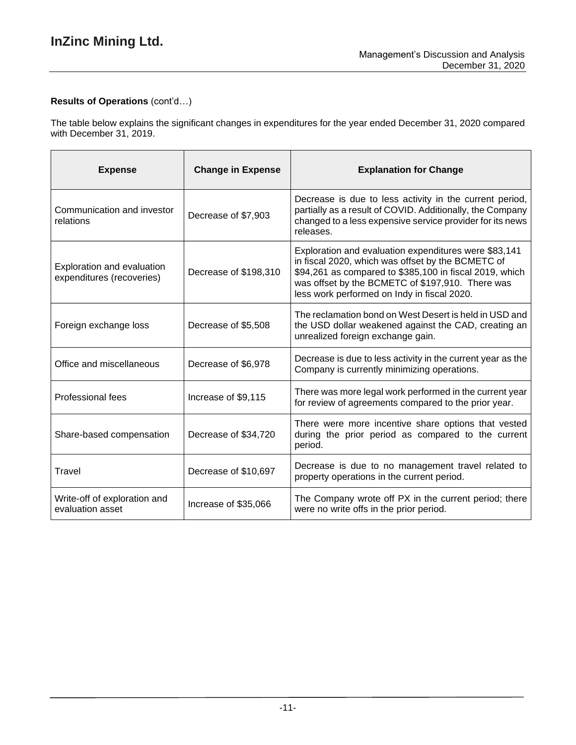**Results of Operations** (cont'd…)

The table below explains the significant changes in expenditures for the year ended December 31, 2020 compared with December 31, 2019.

| Expense | Change in Expense | Explanation for Change |
|---|---|---|
| Communication and investor relations | Decrease of $7,903 | Decrease is due to less activity in the current period, partially as a result of COVID. Additionally, the Company changed to a less expensive service provider for its news releases. |
| Exploration and evaluation expenditures (recoveries) | Decrease of $198,310 | Exploration and evaluation expenditures were $83,141 in fiscal 2020, which was offset by the BCMETC of $94,261 as compared to $385,100 in fiscal 2019, which was offset by the BCMETC of $197,910. There was less work performed on Indy in fiscal 2020. |
| Foreign exchange loss | Decrease of $5,508 | The reclamation bond on West Desert is held in USD and the USD dollar weakened against the CAD, creating an unrealized foreign exchange gain. |
| Office and miscellaneous | Decrease of $6,978 | Decrease is due to less activity in the current year as the Company is currently minimizing operations. |
| Professional fees | Increase of $9,115 | There was more legal work performed in the current year for review of agreements compared to the prior year. |
| Share-based compensation | Decrease of $34,720 | There were more incentive share options that vested during the prior period as compared to the current period. |
| Travel | Decrease of $10,697 | Decrease is due to no management travel related to property operations in the current period. |
| Write-off of exploration and evaluation asset | Increase of $35,066 | The Company wrote off PX in the current period; there were no write offs in the prior period. |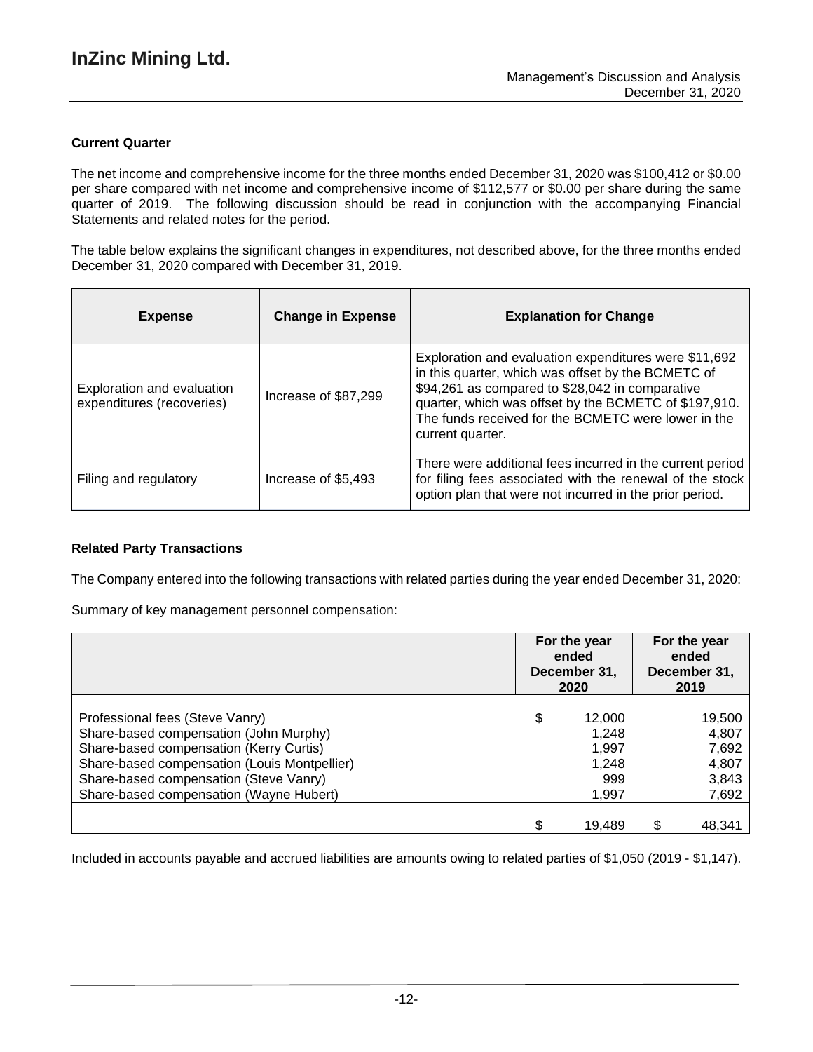### Current Quarter

The net income and comprehensive income for the three months ended December 31, 2020 was $100,412 or $0.00 per share compared with net income and comprehensive income of $112,577 or $0.00 per share during the same quarter of 2019. The following discussion should be read in conjunction with the accompanying Financial Statements and related notes for the period.

The table below explains the significant changes in expenditures, not described above, for the three months ended December 31, 2020 compared with December 31, 2019.

| Expense | Change in Expense | Explanation for Change |
|---|---|---|
| Exploration and evaluation expenditures (recoveries) | Increase of $87,299 | Exploration and evaluation expenditures were $11,692 in this quarter, which was offset by the BCMETC of $94,261 as compared to $28,042 in comparative quarter, which was offset by the BCMETC of $197,910. The funds received for the BCMETC were lower in the current quarter. |
| Filing and regulatory | Increase of $5,493 | There were additional fees incurred in the current period for filing fees associated with the renewal of the stock option plan that were not incurred in the prior period. |

### Related Party Transactions

The Company entered into the following transactions with related parties during the year ended December 31, 2020:

Summary of key management personnel compensation:

| | For the year ended December 31, 2020 | For the year ended December 31, 2019 |
|---|---|---|
| Professional fees (Steve Vanry) | $ 12,000 | 19,500 |
| Share-based compensation (John Murphy) | 1,248 | 4,807 |
| Share-based compensation (Kerry Curtis) | 1,997 | 7,692 |
| Share-based compensation (Louis Montpellier) | 1,248 | 4,807 |
| Share-based compensation (Steve Vanry) | 999 | 3,843 |
| Share-based compensation (Wayne Hubert) | 1,997 | 7,692 |
| | $ 19,489 | $ 48,341 |

Included in accounts payable and accrued liabilities are amounts owing to related parties of $1,050 (2019 - $1,147).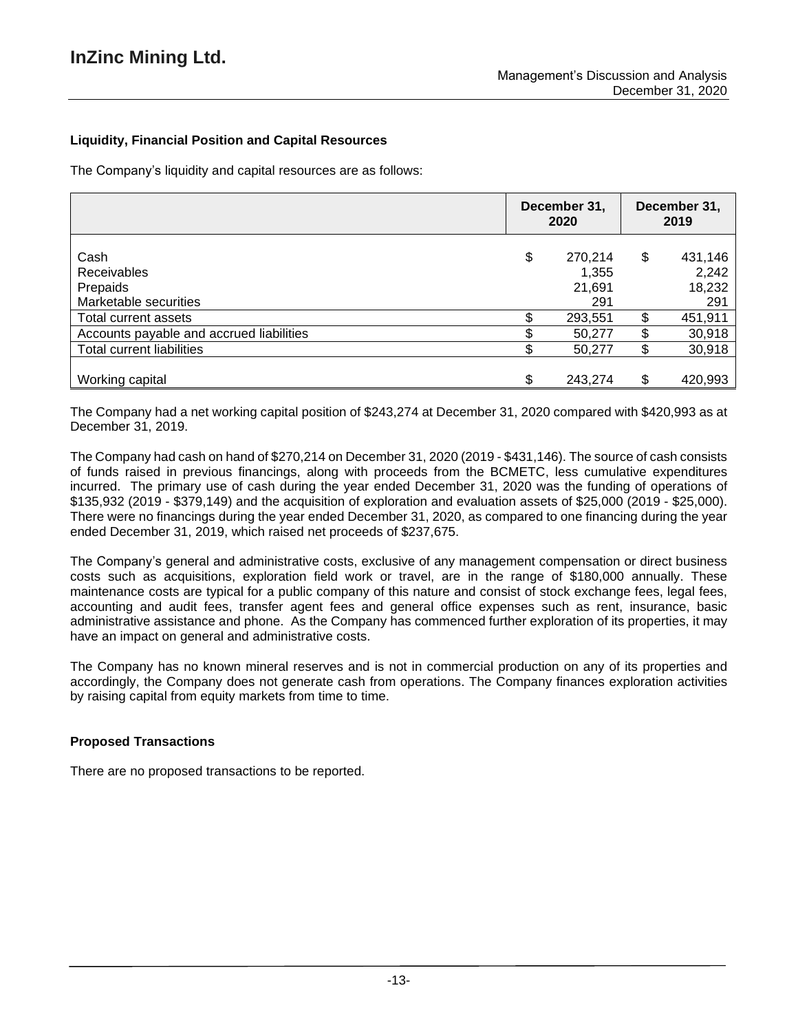### Liquidity, Financial Position and Capital Resources

The Company's liquidity and capital resources are as follows:

| | December 31, 2020 | December 31, 2019 |
|---|---|---|
| Cash | $ 270,214 | $ 431,146 |
| Receivables | 1,355 | 2,242 |
| Prepaids | 21,691 | 18,232 |
| Marketable securities | 291 | 291 |
| Total current assets | $ 293,551 | $ 451,911 |
| Accounts payable and accrued liabilities | $ 50,277 | $ 30,918 |
| Total current liabilities | $ 50,277 | $ 30,918 |
| Working capital | $ 243,274 | $ 420,993 |

The Company had a net working capital position of $243,274 at December 31, 2020 compared with $420,993 as at December 31, 2019.

The Company had cash on hand of $270,214 on December 31, 2020 (2019 - $431,146). The source of cash consists of funds raised in previous financings, along with proceeds from the BCMETC, less cumulative expenditures incurred. The primary use of cash during the year ended December 31, 2020 was the funding of operations of $135,932 (2019 - $379,149) and the acquisition of exploration and evaluation assets of $25,000 (2019 - $25,000). There were no financings during the year ended December 31, 2020, as compared to one financing during the year ended December 31, 2019, which raised net proceeds of $237,675.

The Company's general and administrative costs, exclusive of any management compensation or direct business costs such as acquisitions, exploration field work or travel, are in the range of $180,000 annually. These maintenance costs are typical for a public company of this nature and consist of stock exchange fees, legal fees, accounting and audit fees, transfer agent fees and general office expenses such as rent, insurance, basic administrative assistance and phone. As the Company has commenced further exploration of its properties, it may have an impact on general and administrative costs.

The Company has no known mineral reserves and is not in commercial production on any of its properties and accordingly, the Company does not generate cash from operations. The Company finances exploration activities by raising capital from equity markets from time to time.

### Proposed Transactions

There are no proposed transactions to be reported.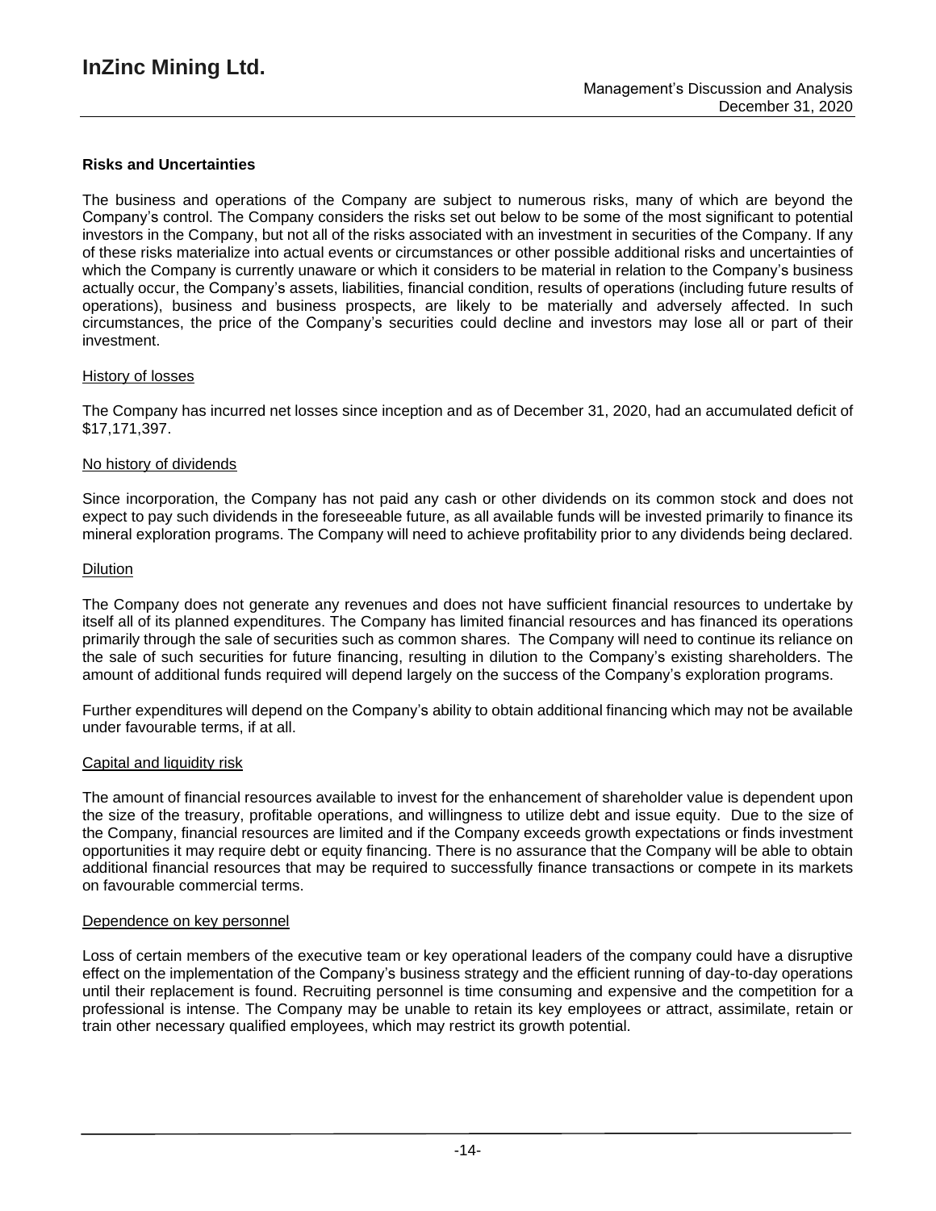## Risks and Uncertainties

The business and operations of the Company are subject to numerous risks, many of which are beyond the Company's control. The Company considers the risks set out below to be some of the most significant to potential investors in the Company, but not all of the risks associated with an investment in securities of the Company. If any of these risks materialize into actual events or circumstances or other possible additional risks and uncertainties of which the Company is currently unaware or which it considers to be material in relation to the Company's business actually occur, the Company's assets, liabilities, financial condition, results of operations (including future results of operations), business and business prospects, are likely to be materially and adversely affected. In such circumstances, the price of the Company's securities could decline and investors may lose all or part of their investment.

### History of losses

The Company has incurred net losses since inception and as of December 31, 2020, had an accumulated deficit of $17,171,397.

### No history of dividends

Since incorporation, the Company has not paid any cash or other dividends on its common stock and does not expect to pay such dividends in the foreseeable future, as all available funds will be invested primarily to finance its mineral exploration programs. The Company will need to achieve profitability prior to any dividends being declared.

### Dilution

The Company does not generate any revenues and does not have sufficient financial resources to undertake by itself all of its planned expenditures. The Company has limited financial resources and has financed its operations primarily through the sale of securities such as common shares. The Company will need to continue its reliance on the sale of such securities for future financing, resulting in dilution to the Company's existing shareholders. The amount of additional funds required will depend largely on the success of the Company's exploration programs.

Further expenditures will depend on the Company's ability to obtain additional financing which may not be available under favourable terms, if at all.

### Capital and liquidity risk

The amount of financial resources available to invest for the enhancement of shareholder value is dependent upon the size of the treasury, profitable operations, and willingness to utilize debt and issue equity. Due to the size of the Company, financial resources are limited and if the Company exceeds growth expectations or finds investment opportunities it may require debt or equity financing. There is no assurance that the Company will be able to obtain additional financial resources that may be required to successfully finance transactions or compete in its markets on favourable commercial terms.

### Dependence on key personnel

Loss of certain members of the executive team or key operational leaders of the company could have a disruptive effect on the implementation of the Company's business strategy and the efficient running of day-to-day operations until their replacement is found. Recruiting personnel is time consuming and expensive and the competition for a professional is intense. The Company may be unable to retain its key employees or attract, assimilate, retain or train other necessary qualified employees, which may restrict its growth potential.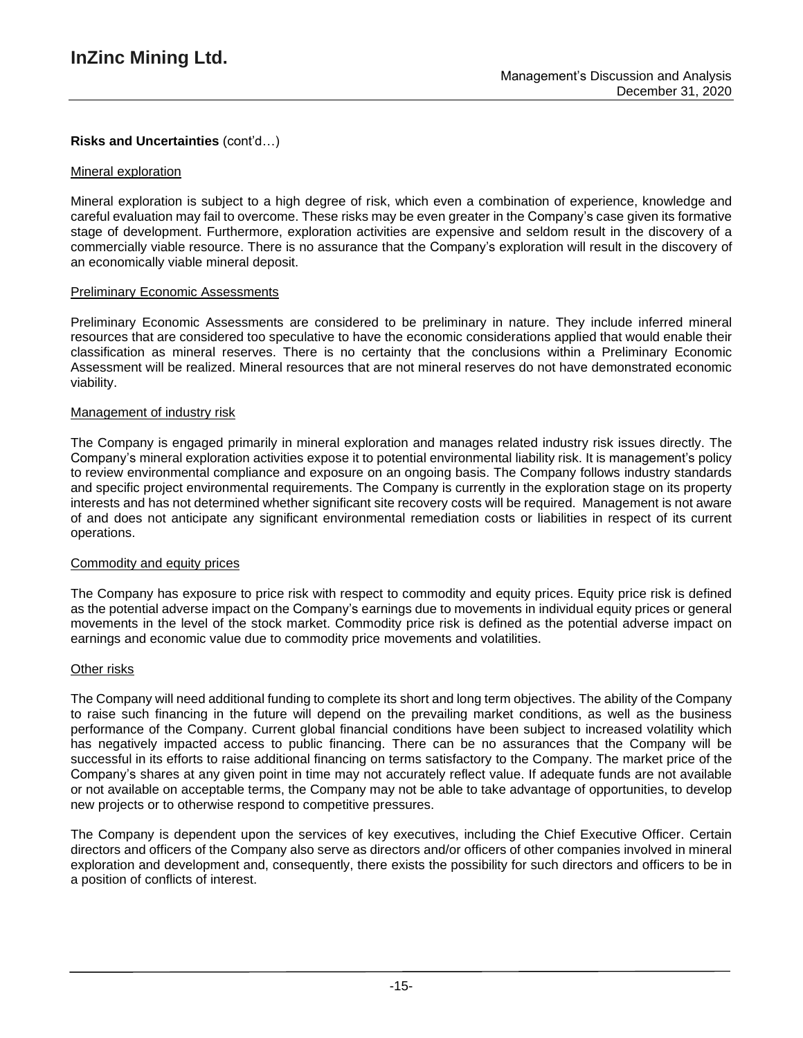**Risks and Uncertainties** (cont'd…)

Mineral exploration

Mineral exploration is subject to a high degree of risk, which even a combination of experience, knowledge and careful evaluation may fail to overcome. These risks may be even greater in the Company's case given its formative stage of development. Furthermore, exploration activities are expensive and seldom result in the discovery of a commercially viable resource. There is no assurance that the Company's exploration will result in the discovery of an economically viable mineral deposit.

Preliminary Economic Assessments

Preliminary Economic Assessments are considered to be preliminary in nature. They include inferred mineral resources that are considered too speculative to have the economic considerations applied that would enable their classification as mineral reserves. There is no certainty that the conclusions within a Preliminary Economic Assessment will be realized. Mineral resources that are not mineral reserves do not have demonstrated economic viability.

Management of industry risk

The Company is engaged primarily in mineral exploration and manages related industry risk issues directly. The Company's mineral exploration activities expose it to potential environmental liability risk. It is management's policy to review environmental compliance and exposure on an ongoing basis. The Company follows industry standards and specific project environmental requirements. The Company is currently in the exploration stage on its property interests and has not determined whether significant site recovery costs will be required. Management is not aware of and does not anticipate any significant environmental remediation costs or liabilities in respect of its current operations.

Commodity and equity prices

The Company has exposure to price risk with respect to commodity and equity prices. Equity price risk is defined as the potential adverse impact on the Company's earnings due to movements in individual equity prices or general movements in the level of the stock market. Commodity price risk is defined as the potential adverse impact on earnings and economic value due to commodity price movements and volatilities.

Other risks

The Company will need additional funding to complete its short and long term objectives. The ability of the Company to raise such financing in the future will depend on the prevailing market conditions, as well as the business performance of the Company. Current global financial conditions have been subject to increased volatility which has negatively impacted access to public financing. There can be no assurances that the Company will be successful in its efforts to raise additional financing on terms satisfactory to the Company. The market price of the Company's shares at any given point in time may not accurately reflect value. If adequate funds are not available or not available on acceptable terms, the Company may not be able to take advantage of opportunities, to develop new projects or to otherwise respond to competitive pressures.

The Company is dependent upon the services of key executives, including the Chief Executive Officer. Certain directors and officers of the Company also serve as directors and/or officers of other companies involved in mineral exploration and development and, consequently, there exists the possibility for such directors and officers to be in a position of conflicts of interest.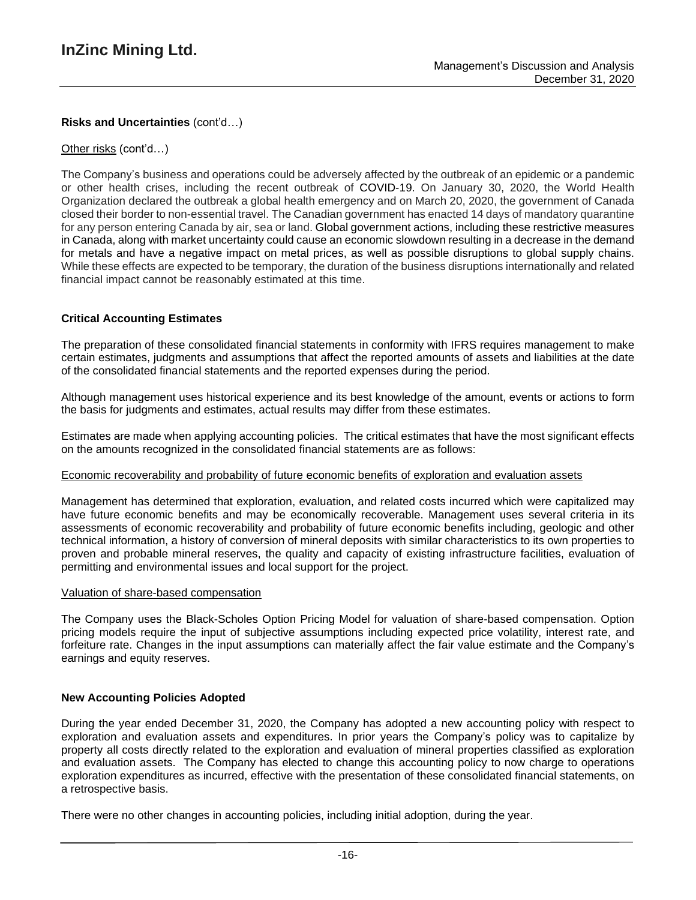**Risks and Uncertainties** (cont'd…)

Other risks (cont'd…)

The Company's business and operations could be adversely affected by the outbreak of an epidemic or a pandemic or other health crises, including the recent outbreak of COVID-19. On January 30, 2020, the World Health Organization declared the outbreak a global health emergency and on March 20, 2020, the government of Canada closed their border to non-essential travel. The Canadian government has enacted 14 days of mandatory quarantine for any person entering Canada by air, sea or land. Global government actions, including these restrictive measures in Canada, along with market uncertainty could cause an economic slowdown resulting in a decrease in the demand for metals and have a negative impact on metal prices, as well as possible disruptions to global supply chains. While these effects are expected to be temporary, the duration of the business disruptions internationally and related financial impact cannot be reasonably estimated at this time.

## Critical Accounting Estimates

The preparation of these consolidated financial statements in conformity with IFRS requires management to make certain estimates, judgments and assumptions that affect the reported amounts of assets and liabilities at the date of the consolidated financial statements and the reported expenses during the period.

Although management uses historical experience and its best knowledge of the amount, events or actions to form the basis for judgments and estimates, actual results may differ from these estimates.

Estimates are made when applying accounting policies. The critical estimates that have the most significant effects on the amounts recognized in the consolidated financial statements are as follows:

Economic recoverability and probability of future economic benefits of exploration and evaluation assets

Management has determined that exploration, evaluation, and related costs incurred which were capitalized may have future economic benefits and may be economically recoverable. Management uses several criteria in its assessments of economic recoverability and probability of future economic benefits including, geologic and other technical information, a history of conversion of mineral deposits with similar characteristics to its own properties to proven and probable mineral reserves, the quality and capacity of existing infrastructure facilities, evaluation of permitting and environmental issues and local support for the project.

Valuation of share-based compensation

The Company uses the Black-Scholes Option Pricing Model for valuation of share-based compensation. Option pricing models require the input of subjective assumptions including expected price volatility, interest rate, and forfeiture rate. Changes in the input assumptions can materially affect the fair value estimate and the Company's earnings and equity reserves.

## New Accounting Policies Adopted

During the year ended December 31, 2020, the Company has adopted a new accounting policy with respect to exploration and evaluation assets and expenditures. In prior years the Company's policy was to capitalize by property all costs directly related to the exploration and evaluation of mineral properties classified as exploration and evaluation assets. The Company has elected to change this accounting policy to now charge to operations exploration expenditures as incurred, effective with the presentation of these consolidated financial statements, on a retrospective basis.

There were no other changes in accounting policies, including initial adoption, during the year.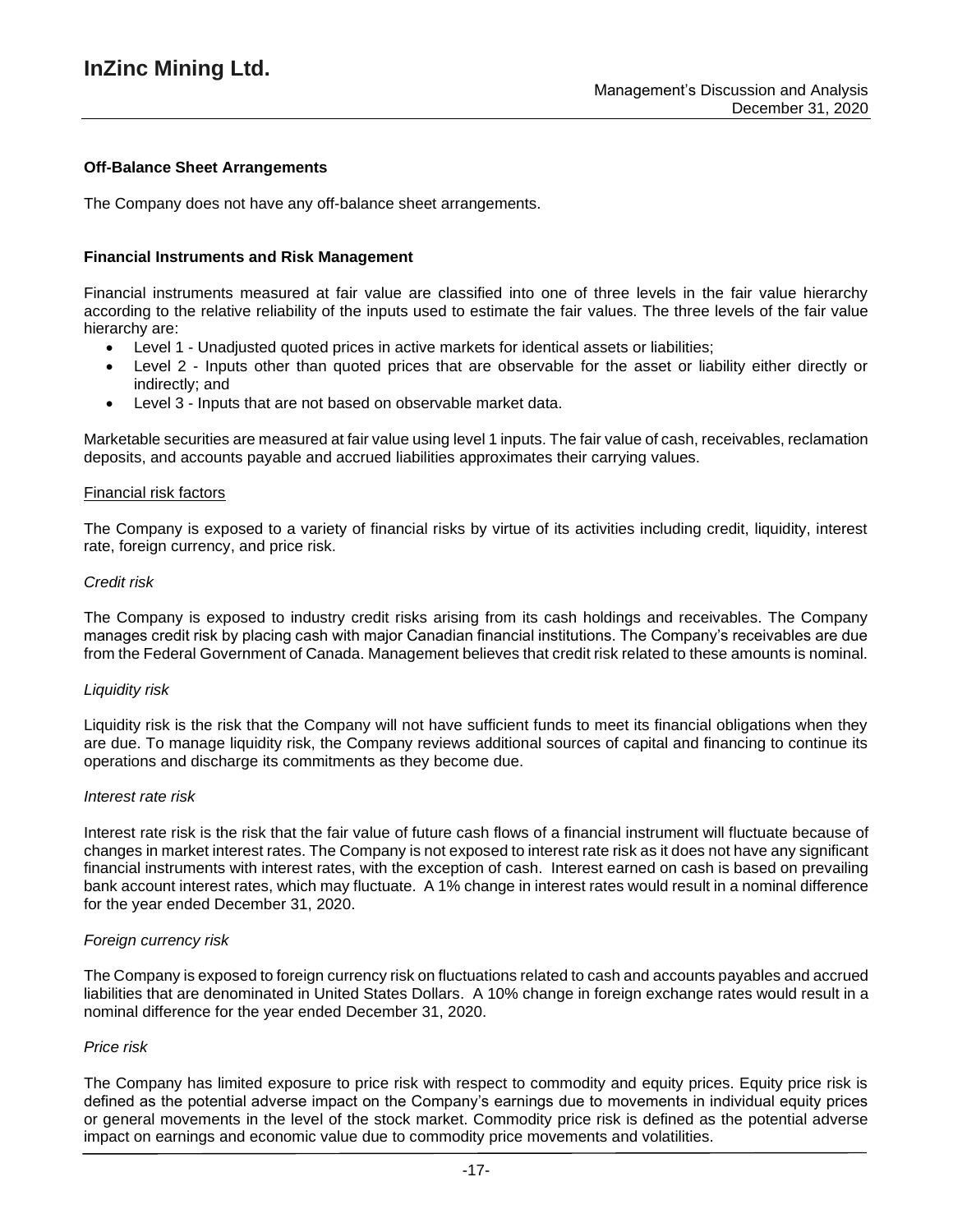### Off-Balance Sheet Arrangements

The Company does not have any off-balance sheet arrangements.

### Financial Instruments and Risk Management

Financial instruments measured at fair value are classified into one of three levels in the fair value hierarchy according to the relative reliability of the inputs used to estimate the fair values. The three levels of the fair value hierarchy are:

- Level 1 - Unadjusted quoted prices in active markets for identical assets or liabilities;
- Level 2 - Inputs other than quoted prices that are observable for the asset or liability either directly or indirectly; and
- Level 3 - Inputs that are not based on observable market data.

Marketable securities are measured at fair value using level 1 inputs. The fair value of cash, receivables, reclamation deposits, and accounts payable and accrued liabilities approximates their carrying values.

<u>Financial risk factors</u>

The Company is exposed to a variety of financial risks by virtue of its activities including credit, liquidity, interest rate, foreign currency, and price risk.

*Credit risk*

The Company is exposed to industry credit risks arising from its cash holdings and receivables. The Company manages credit risk by placing cash with major Canadian financial institutions. The Company's receivables are due from the Federal Government of Canada. Management believes that credit risk related to these amounts is nominal.

*Liquidity risk*

Liquidity risk is the risk that the Company will not have sufficient funds to meet its financial obligations when they are due. To manage liquidity risk, the Company reviews additional sources of capital and financing to continue its operations and discharge its commitments as they become due.

*Interest rate risk*

Interest rate risk is the risk that the fair value of future cash flows of a financial instrument will fluctuate because of changes in market interest rates. The Company is not exposed to interest rate risk as it does not have any significant financial instruments with interest rates, with the exception of cash. Interest earned on cash is based on prevailing bank account interest rates, which may fluctuate. A 1% change in interest rates would result in a nominal difference for the year ended December 31, 2020.

*Foreign currency risk*

The Company is exposed to foreign currency risk on fluctuations related to cash and accounts payables and accrued liabilities that are denominated in United States Dollars. A 10% change in foreign exchange rates would result in a nominal difference for the year ended December 31, 2020.

*Price risk*

The Company has limited exposure to price risk with respect to commodity and equity prices. Equity price risk is defined as the potential adverse impact on the Company's earnings due to movements in individual equity prices or general movements in the level of the stock market. Commodity price risk is defined as the potential adverse impact on earnings and economic value due to commodity price movements and volatilities.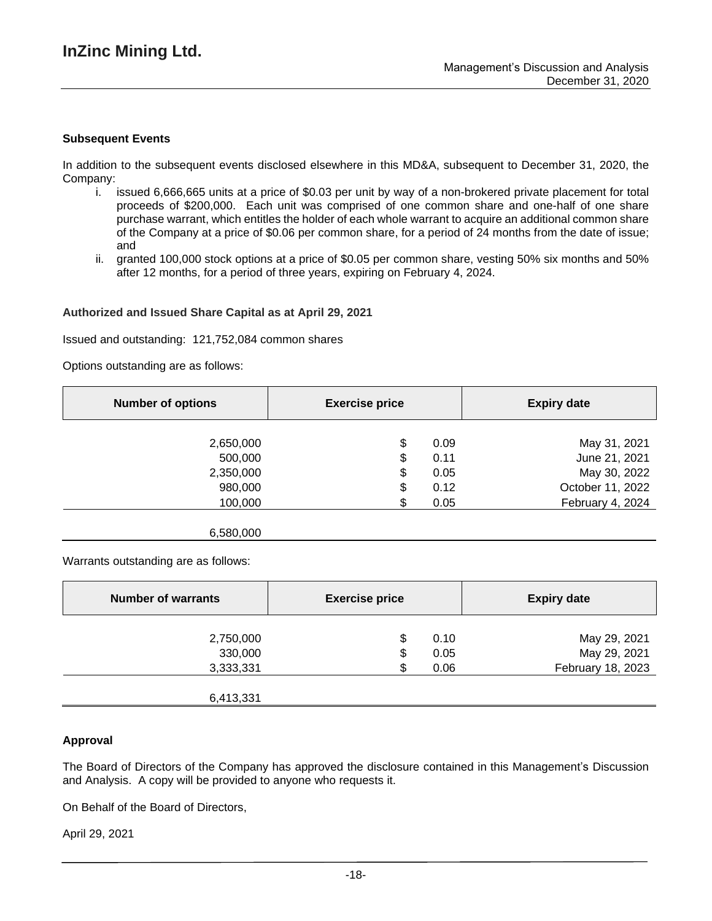### Subsequent Events

In addition to the subsequent events disclosed elsewhere in this MD&A, subsequent to December 31, 2020, the Company:

i. issued 6,666,665 units at a price of $0.03 per unit by way of a non-brokered private placement for total proceeds of $200,000. Each unit was comprised of one common share and one-half of one share purchase warrant, which entitles the holder of each whole warrant to acquire an additional common share of the Company at a price of $0.06 per common share, for a period of 24 months from the date of issue; and
ii. granted 100,000 stock options at a price of $0.05 per common share, vesting 50% six months and 50% after 12 months, for a period of three years, expiring on February 4, 2024.

### Authorized and Issued Share Capital as at April 29, 2021

Issued and outstanding: 121,752,084 common shares

Options outstanding are as follows:

| Number of options | Exercise price | Expiry date |
|---|---|---|
| 2,650,000 | $ 0.09 | May 31, 2021 |
| 500,000 | $ 0.11 | June 21, 2021 |
| 2,350,000 | $ 0.05 | May 30, 2022 |
| 980,000 | $ 0.12 | October 11, 2022 |
| 100,000 | $ 0.05 | February 4, 2024 |
| 6,580,000 | | |

Warrants outstanding are as follows:

| Number of warrants | Exercise price | Expiry date |
|---|---|---|
| 2,750,000 | $ 0.10 | May 29, 2021 |
| 330,000 | $ 0.05 | May 29, 2021 |
| 3,333,331 | $ 0.06 | February 18, 2023 |
| 6,413,331 | | |

### Approval

The Board of Directors of the Company has approved the disclosure contained in this Management's Discussion and Analysis. A copy will be provided to anyone who requests it.

On Behalf of the Board of Directors,

April 29, 2021